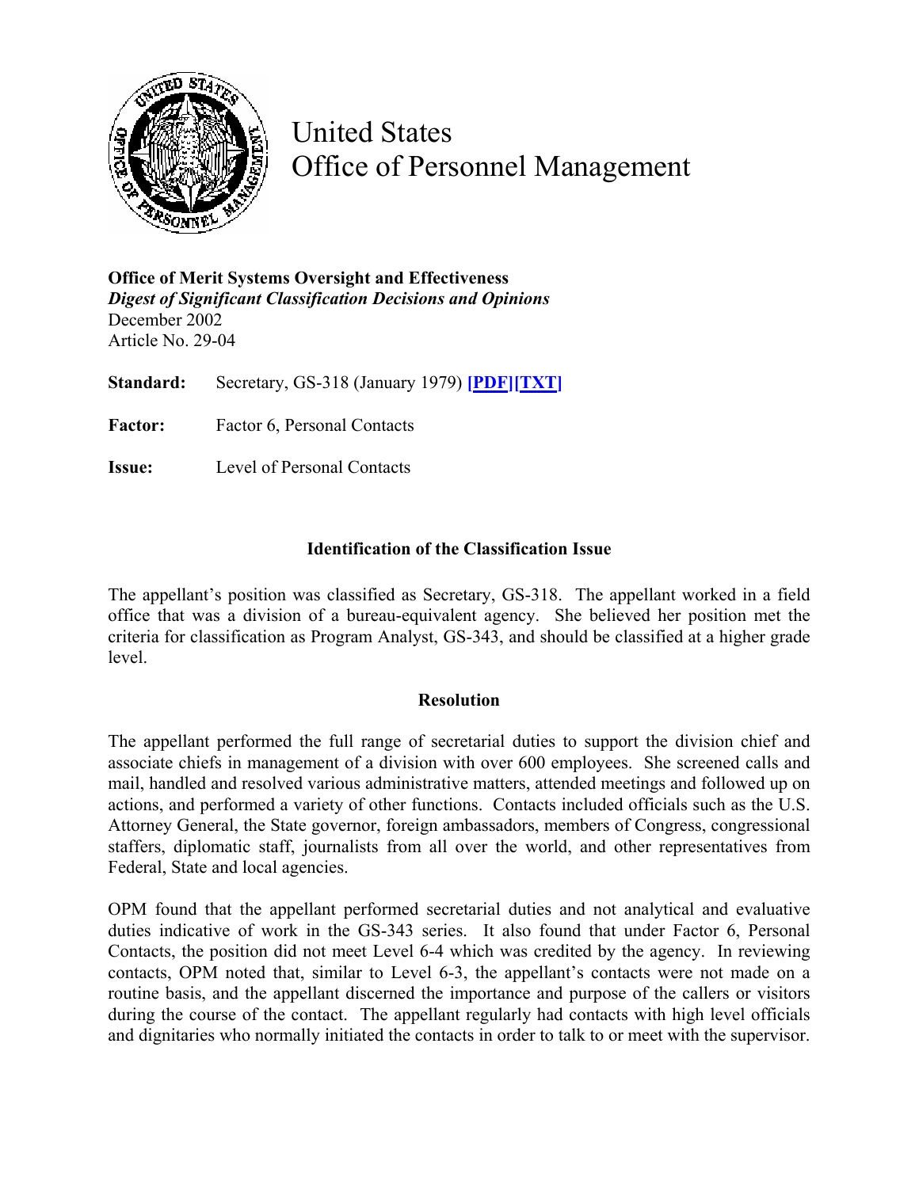# United States Office of Personnel Management

**Office of Merit Systems Oversight and Effectiveness**
***Digest of Significant Classification Decisions and Opinions***
December 2002
Article No. 29-04

**Standard:** Secretary, GS-318 (January 1979) **[PDF][TXT]**

**Factor:** Factor 6, Personal Contacts

**Issue:** Level of Personal Contacts

## Identification of the Classification Issue

The appellant's position was classified as Secretary, GS-318. The appellant worked in a field office that was a division of a bureau-equivalent agency. She believed her position met the criteria for classification as Program Analyst, GS-343, and should be classified at a higher grade level.

## Resolution

The appellant performed the full range of secretarial duties to support the division chief and associate chiefs in management of a division with over 600 employees. She screened calls and mail, handled and resolved various administrative matters, attended meetings and followed up on actions, and performed a variety of other functions. Contacts included officials such as the U.S. Attorney General, the State governor, foreign ambassadors, members of Congress, congressional staffers, diplomatic staff, journalists from all over the world, and other representatives from Federal, State and local agencies.

OPM found that the appellant performed secretarial duties and not analytical and evaluative duties indicative of work in the GS-343 series. It also found that under Factor 6, Personal Contacts, the position did not meet Level 6-4 which was credited by the agency. In reviewing contacts, OPM noted that, similar to Level 6-3, the appellant's contacts were not made on a routine basis, and the appellant discerned the importance and purpose of the callers or visitors during the course of the contact. The appellant regularly had contacts with high level officials and dignitaries who normally initiated the contacts in order to talk to or meet with the supervisor.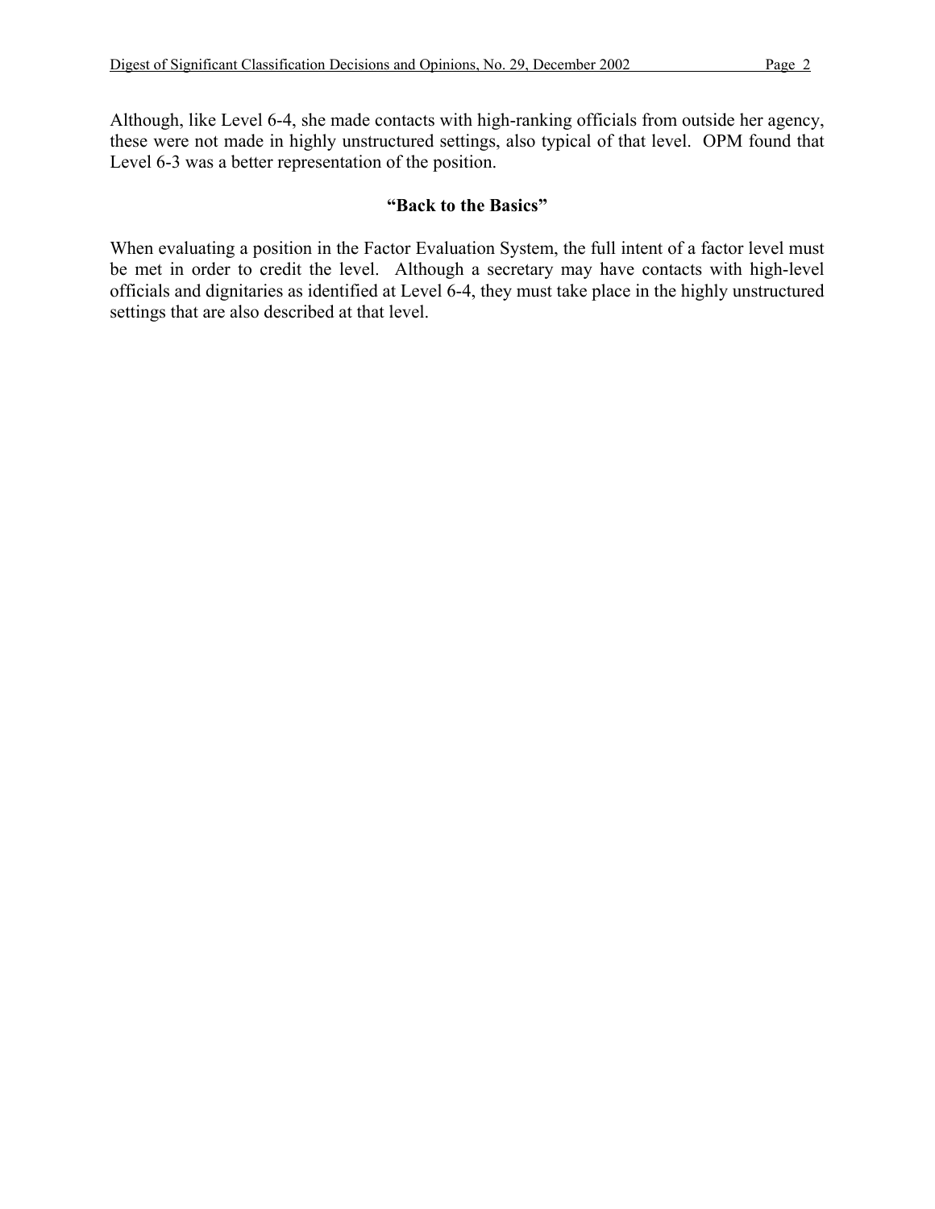Although, like Level 6-4, she made contacts with high-ranking officials from outside her agency, these were not made in highly unstructured settings, also typical of that level. OPM found that Level 6-3 was a better representation of the position.

**"Back to the Basics"**

When evaluating a position in the Factor Evaluation System, the full intent of a factor level must be met in order to credit the level. Although a secretary may have contacts with high-level officials and dignitaries as identified at Level 6-4, they must take place in the highly unstructured settings that are also described at that level.